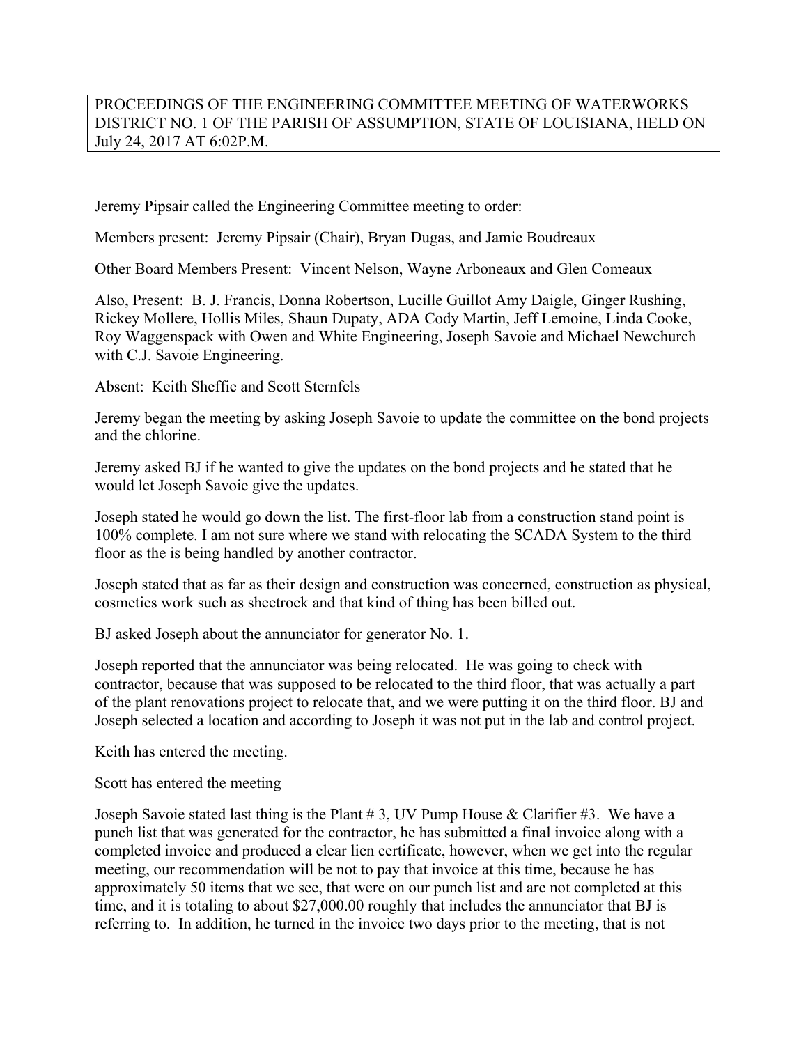PROCEEDINGS OF THE ENGINEERING COMMITTEE MEETING OF WATERWORKS DISTRICT NO. 1 OF THE PARISH OF ASSUMPTION, STATE OF LOUISIANA, HELD ON July 24, 2017 AT 6:02P.M.

Jeremy Pipsair called the Engineering Committee meeting to order:

Members present: Jeremy Pipsair (Chair), Bryan Dugas, and Jamie Boudreaux

Other Board Members Present: Vincent Nelson, Wayne Arboneaux and Glen Comeaux

Also, Present: B. J. Francis, Donna Robertson, Lucille Guillot Amy Daigle, Ginger Rushing, Rickey Mollere, Hollis Miles, Shaun Dupaty, ADA Cody Martin, Jeff Lemoine, Linda Cooke, Roy Waggenspack with Owen and White Engineering, Joseph Savoie and Michael Newchurch with C.J. Savoie Engineering.

Absent: Keith Sheffie and Scott Sternfels

Jeremy began the meeting by asking Joseph Savoie to update the committee on the bond projects and the chlorine.

Jeremy asked BJ if he wanted to give the updates on the bond projects and he stated that he would let Joseph Savoie give the updates.

Joseph stated he would go down the list. The first-floor lab from a construction stand point is 100% complete. I am not sure where we stand with relocating the SCADA System to the third floor as the is being handled by another contractor.

Joseph stated that as far as their design and construction was concerned, construction as physical, cosmetics work such as sheetrock and that kind of thing has been billed out.

BJ asked Joseph about the annunciator for generator No. 1.

Joseph reported that the annunciator was being relocated. He was going to check with contractor, because that was supposed to be relocated to the third floor, that was actually a part of the plant renovations project to relocate that, and we were putting it on the third floor. BJ and Joseph selected a location and according to Joseph it was not put in the lab and control project.

Keith has entered the meeting.

Scott has entered the meeting

Joseph Savoie stated last thing is the Plant # 3, UV Pump House & Clarifier #3. We have a punch list that was generated for the contractor, he has submitted a final invoice along with a completed invoice and produced a clear lien certificate, however, when we get into the regular meeting, our recommendation will be not to pay that invoice at this time, because he has approximately 50 items that we see, that were on our punch list and are not completed at this time, and it is totaling to about $27,000.00 roughly that includes the annunciator that BJ is referring to. In addition, he turned in the invoice two days prior to the meeting, that is not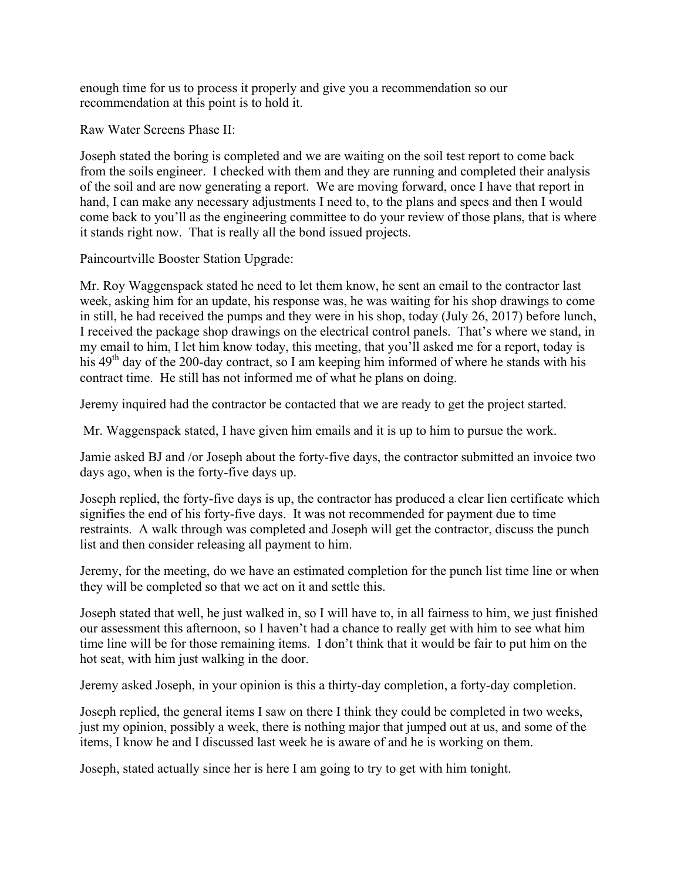enough time for us to process it properly and give you a recommendation so our recommendation at this point is to hold it.

Raw Water Screens Phase II:

Joseph stated the boring is completed and we are waiting on the soil test report to come back from the soils engineer. I checked with them and they are running and completed their analysis of the soil and are now generating a report. We are moving forward, once I have that report in hand, I can make any necessary adjustments I need to, to the plans and specs and then I would come back to you'll as the engineering committee to do your review of those plans, that is where it stands right now. That is really all the bond issued projects.

Paincourtville Booster Station Upgrade:

Mr. Roy Waggenspack stated he need to let them know, he sent an email to the contractor last week, asking him for an update, his response was, he was waiting for his shop drawings to come in still, he had received the pumps and they were in his shop, today (July 26, 2017) before lunch, I received the package shop drawings on the electrical control panels. That's where we stand, in my email to him, I let him know today, this meeting, that you'll asked me for a report, today is his 49th day of the 200-day contract, so I am keeping him informed of where he stands with his contract time. He still has not informed me of what he plans on doing.

Jeremy inquired had the contractor be contacted that we are ready to get the project started.

Mr. Waggenspack stated, I have given him emails and it is up to him to pursue the work.

Jamie asked BJ and /or Joseph about the forty-five days, the contractor submitted an invoice two days ago, when is the forty-five days up.

Joseph replied, the forty-five days is up, the contractor has produced a clear lien certificate which signifies the end of his forty-five days. It was not recommended for payment due to time restraints. A walk through was completed and Joseph will get the contractor, discuss the punch list and then consider releasing all payment to him.

Jeremy, for the meeting, do we have an estimated completion for the punch list time line or when they will be completed so that we act on it and settle this.

Joseph stated that well, he just walked in, so I will have to, in all fairness to him, we just finished our assessment this afternoon, so I haven't had a chance to really get with him to see what him time line will be for those remaining items. I don't think that it would be fair to put him on the hot seat, with him just walking in the door.

Jeremy asked Joseph, in your opinion is this a thirty-day completion, a forty-day completion.

Joseph replied, the general items I saw on there I think they could be completed in two weeks, just my opinion, possibly a week, there is nothing major that jumped out at us, and some of the items, I know he and I discussed last week he is aware of and he is working on them.

Joseph, stated actually since her is here I am going to try to get with him tonight.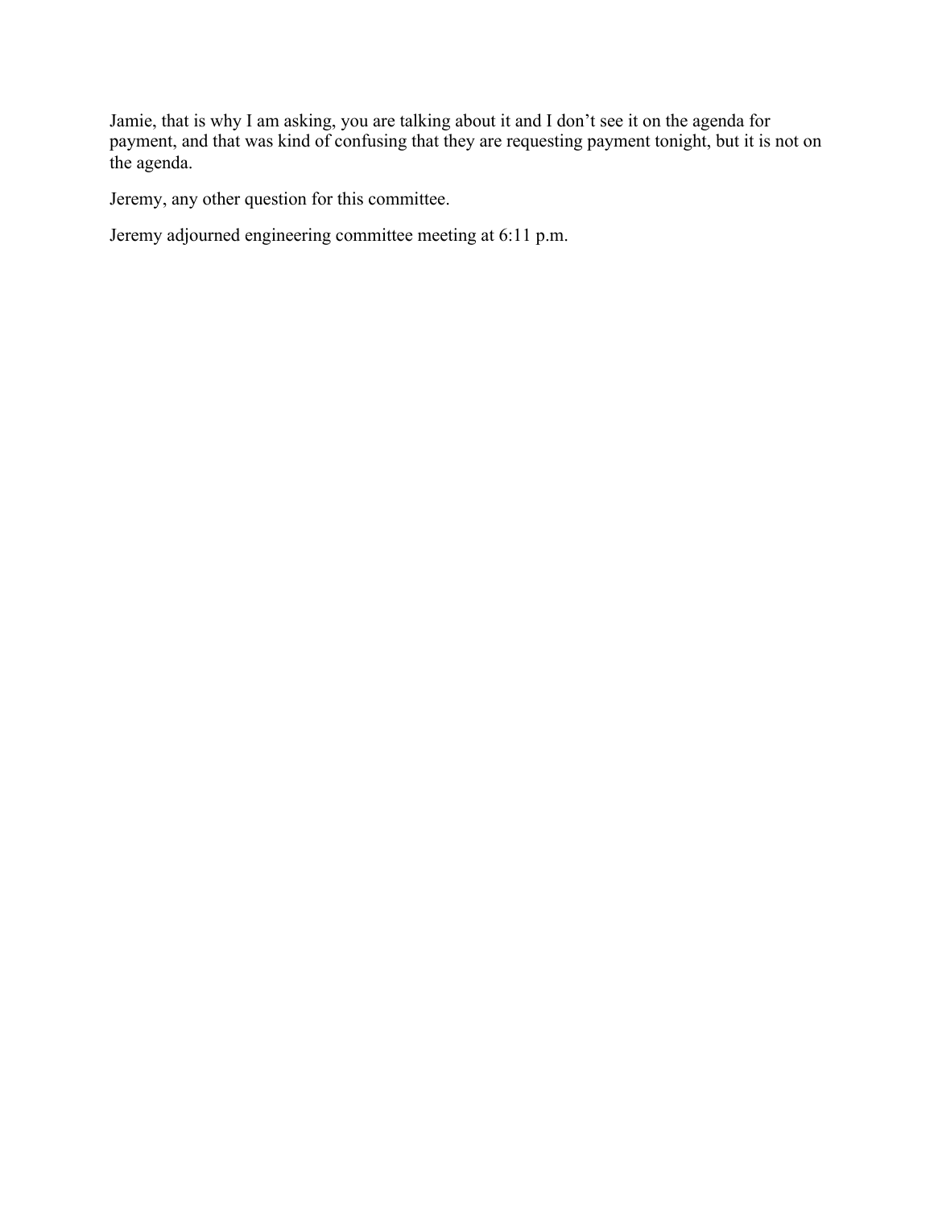Jamie, that is why I am asking, you are talking about it and I don't see it on the agenda for payment, and that was kind of confusing that they are requesting payment tonight, but it is not on the agenda.

Jeremy, any other question for this committee.

Jeremy adjourned engineering committee meeting at 6:11 p.m.